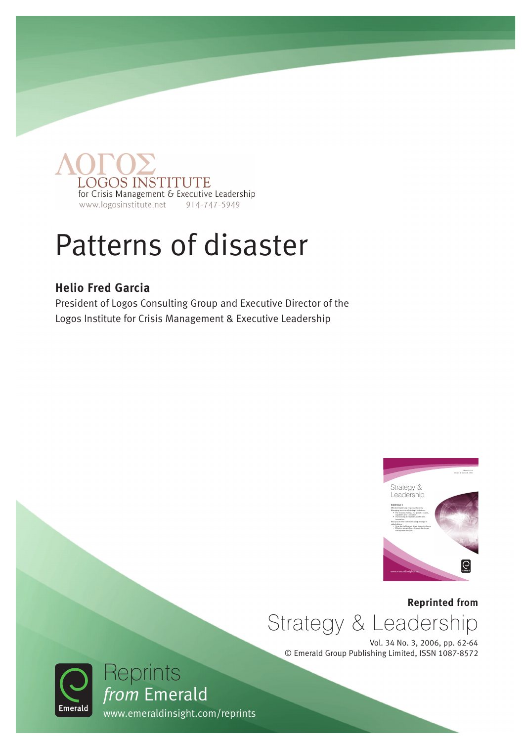ΛΟΓΟΣ
LOGOS INSTITUTE
for Crisis Management & Executive Leadership
www.logosinstitute.net 914-747-5949

# Patterns of disaster

**Helio Fred Garcia**

President of Logos Consulting Group and Executive Director of the Logos Institute for Crisis Management & Executive Leadership

**Reprinted from**

Strategy & Leadership

Vol. 34 No. 3, 2006, pp. 62-64
© Emerald Group Publishing Limited, ISSN 1087-8572

Reprints *from* Emerald
www.emeraldinsight.com/reprints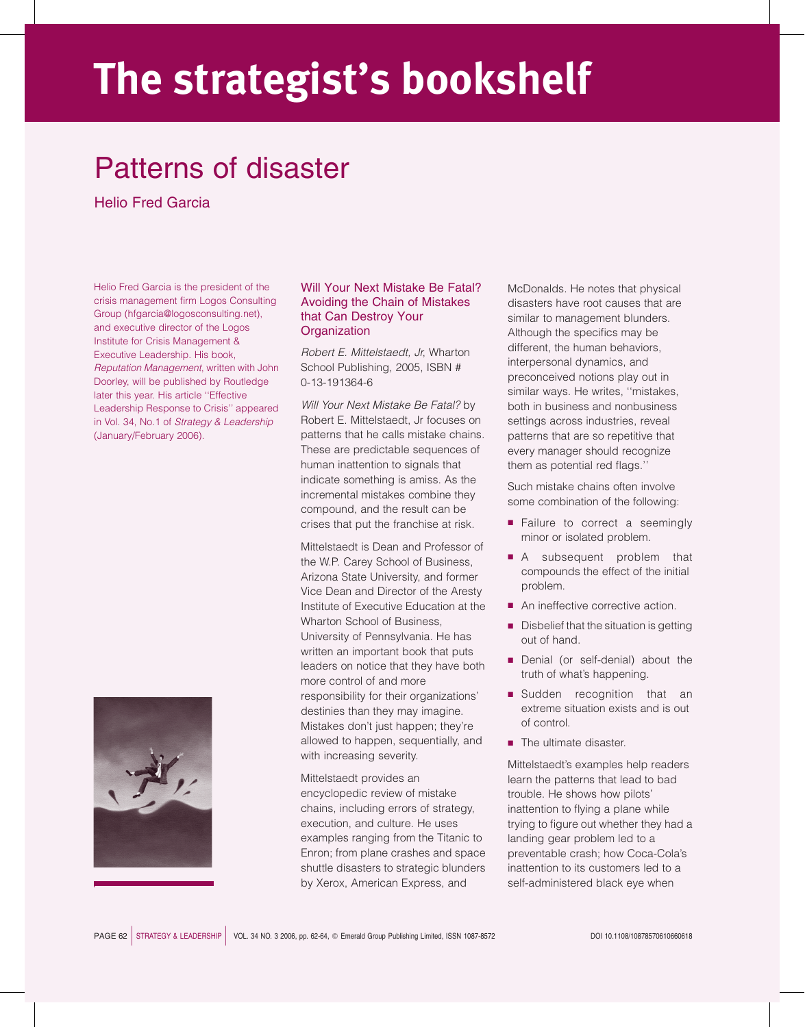# The strategist's bookshelf

## Patterns of disaster

Helio Fred Garcia

Helio Fred Garcia is the president of the crisis management firm Logos Consulting Group (hfgarcia@logosconsulting.net), and executive director of the Logos Institute for Crisis Management & Executive Leadership. His book, *Reputation Management*, written with John Doorley, will be published by Routledge later this year. His article ''Effective Leadership Response to Crisis'' appeared in Vol. 34, No.1 of *Strategy & Leadership* (January/February 2006).

### Will Your Next Mistake Be Fatal? Avoiding the Chain of Mistakes that Can Destroy Your Organization

*Robert E. Mittelstaedt, Jr*, Wharton School Publishing, 2005, ISBN # 0-13-191364-6

*Will Your Next Mistake Be Fatal?* by Robert E. Mittelstaedt, Jr focuses on patterns that he calls mistake chains. These are predictable sequences of human inattention to signals that indicate something is amiss. As the incremental mistakes combine they compound, and the result can be crises that put the franchise at risk.

Mittelstaedt is Dean and Professor of the W.P. Carey School of Business, Arizona State University, and former Vice Dean and Director of the Aresty Institute of Executive Education at the Wharton School of Business, University of Pennsylvania. He has written an important book that puts leaders on notice that they have both more control of and more responsibility for their organizations' destinies than they may imagine. Mistakes don't just happen; they're allowed to happen, sequentially, and with increasing severity.

Mittelstaedt provides an encyclopedic review of mistake chains, including errors of strategy, execution, and culture. He uses examples ranging from the Titanic to Enron; from plane crashes and space shuttle disasters to strategic blunders by Xerox, American Express, and McDonalds. He notes that physical disasters have root causes that are similar to management blunders. Although the specifics may be different, the human behaviors, interpersonal dynamics, and preconceived notions play out in similar ways. He writes, ''mistakes, both in business and nonbusiness settings across industries, reveal patterns that are so repetitive that every manager should recognize them as potential red flags.''

Such mistake chains often involve some combination of the following:

- Failure to correct a seemingly minor or isolated problem.
- A subsequent problem that compounds the effect of the initial problem.
- An ineffective corrective action.
- Disbelief that the situation is getting out of hand.
- Denial (or self-denial) about the truth of what's happening.
- Sudden recognition that an extreme situation exists and is out of control.
- The ultimate disaster.

Mittelstaedt's examples help readers learn the patterns that lead to bad trouble. He shows how pilots' inattention to flying a plane while trying to figure out whether they had a landing gear problem led to a preventable crash; how Coca-Cola's inattention to its customers led to a self-administered black eye when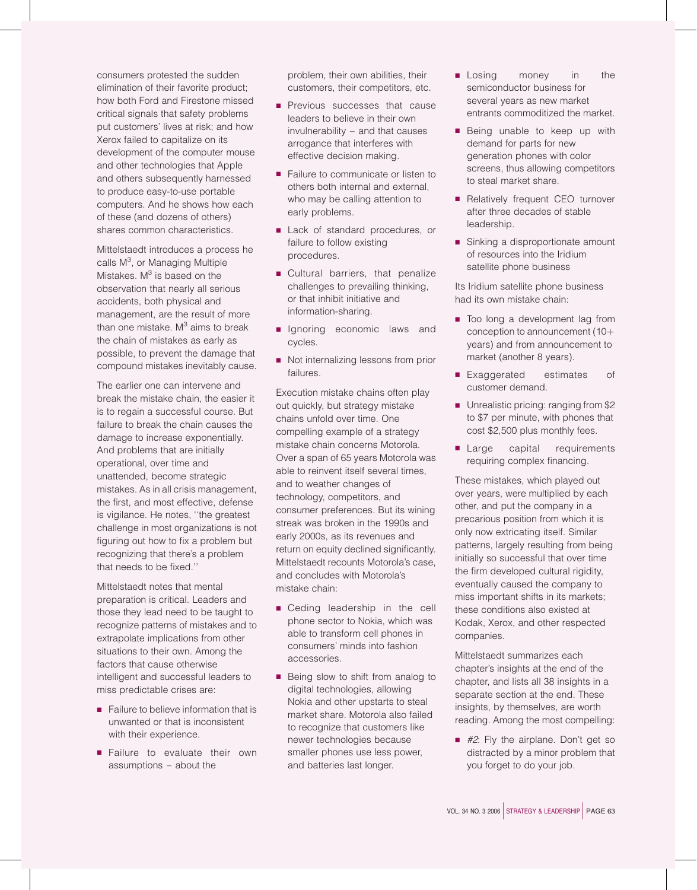consumers protested the sudden elimination of their favorite product; how both Ford and Firestone missed critical signals that safety problems put customers' lives at risk; and how Xerox failed to capitalize on its development of the computer mouse and other technologies that Apple and others subsequently harnessed to produce easy-to-use portable computers. And he shows how each of these (and dozens of others) shares common characteristics.

Mittelstaedt introduces a process he calls $M^3$, or Managing Multiple Mistakes. $M^3$ is based on the observation that nearly all serious accidents, both physical and management, are the result of more than one mistake. $M^3$ aims to break the chain of mistakes as early as possible, to prevent the damage that compound mistakes inevitably cause.

The earlier one can intervene and break the mistake chain, the easier it is to regain a successful course. But failure to break the chain causes the damage to increase exponentially. And problems that are initially operational, over time and unattended, become strategic mistakes. As in all crisis management, the first, and most effective, defense is vigilance. He notes, ''the greatest challenge in most organizations is not figuring out how to fix a problem but recognizing that there's a problem that needs to be fixed.''

Mittelstaedt notes that mental preparation is critical. Leaders and those they lead need to be taught to recognize patterns of mistakes and to extrapolate implications from other situations to their own. Among the factors that cause otherwise intelligent and successful leaders to miss predictable crises are:

- Failure to believe information that is unwanted or that is inconsistent with their experience.
- Failure to evaluate their own assumptions – about the problem, their own abilities, their customers, their competitors, etc.
- Previous successes that cause leaders to believe in their own invulnerability – and that causes arrogance that interferes with effective decision making.
- Failure to communicate or listen to others both internal and external, who may be calling attention to early problems.
- Lack of standard procedures, or failure to follow existing procedures.
- Cultural barriers, that penalize challenges to prevailing thinking, or that inhibit initiative and information-sharing.
- Ignoring economic laws and cycles.
- Not internalizing lessons from prior failures.

Execution mistake chains often play out quickly, but strategy mistake chains unfold over time. One compelling example of a strategy mistake chain concerns Motorola. Over a span of 65 years Motorola was able to reinvent itself several times, and to weather changes of technology, competitors, and consumer preferences. But its wining streak was broken in the 1990s and early 2000s, as its revenues and return on equity declined significantly. Mittelstaedt recounts Motorola's case, and concludes with Motorola's mistake chain:

- Ceding leadership in the cell phone sector to Nokia, which was able to transform cell phones in consumers' minds into fashion accessories.
- Being slow to shift from analog to digital technologies, allowing Nokia and other upstarts to steal market share. Motorola also failed to recognize that customers like newer technologies because smaller phones use less power, and batteries last longer.
- Losing money in the semiconductor business for several years as new market entrants commoditized the market.
- Being unable to keep up with demand for parts for new generation phones with color screens, thus allowing competitors to steal market share.
- Relatively frequent CEO turnover after three decades of stable leadership.
- Sinking a disproportionate amount of resources into the Iridium satellite phone business

Its Iridium satellite phone business had its own mistake chain:

- Too long a development lag from conception to announcement (10+ years) and from announcement to market (another 8 years).
- Exaggerated estimates of customer demand.
- Unrealistic pricing: ranging from \$2 to \$7 per minute, with phones that cost \$2,500 plus monthly fees.
- Large capital requirements requiring complex financing.

These mistakes, which played out over years, were multiplied by each other, and put the company in a precarious position from which it is only now extricating itself. Similar patterns, largely resulting from being initially so successful that over time the firm developed cultural rigidity, eventually caused the company to miss important shifts in its markets; these conditions also existed at Kodak, Xerox, and other respected companies.

Mittelstaedt summarizes each chapter's insights at the end of the chapter, and lists all 38 insights in a separate section at the end. These insights, by themselves, are worth reading. Among the most compelling:

- *#2*: Fly the airplane. Don't get so distracted by a minor problem that you forget to do your job.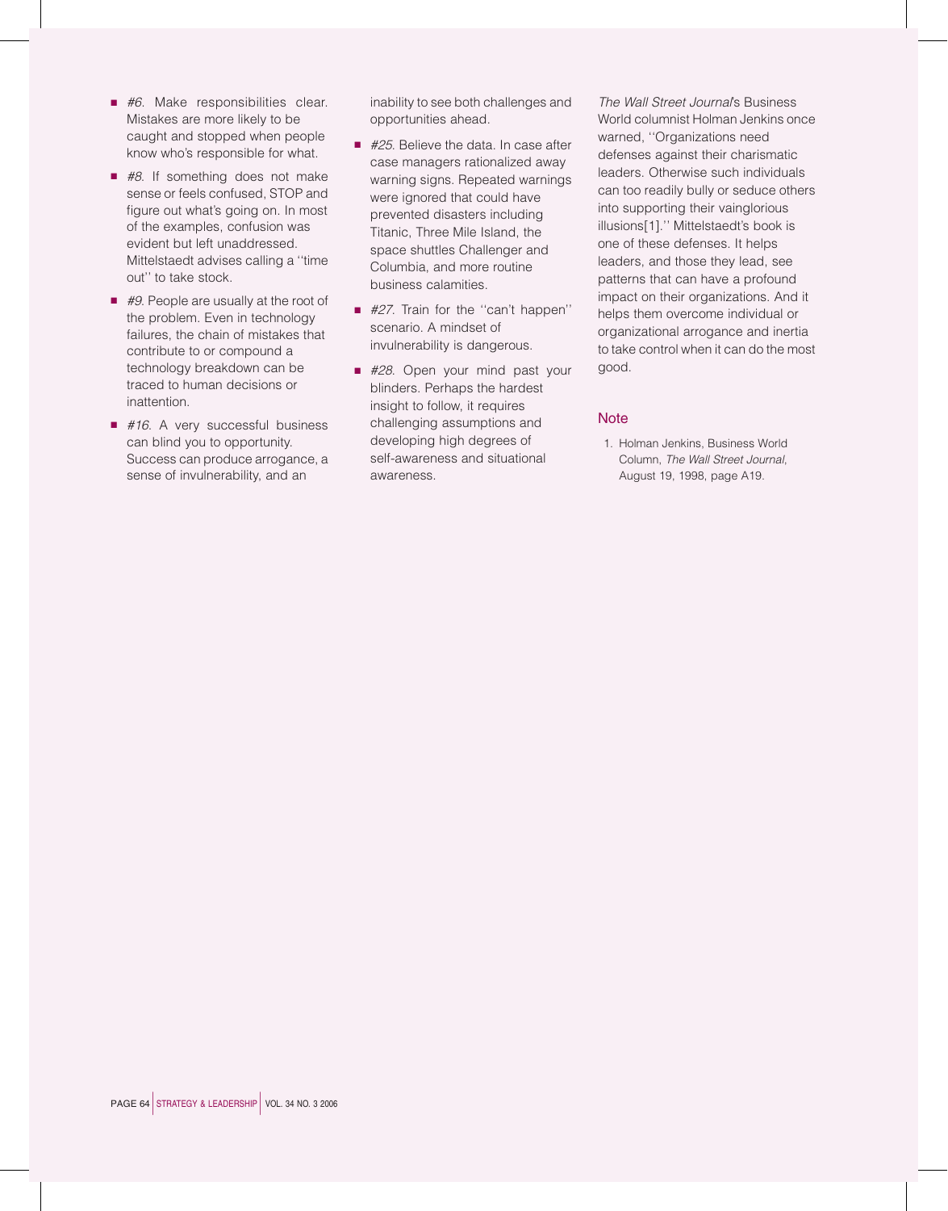- *#6*. Make responsibilities clear. Mistakes are more likely to be caught and stopped when people know who's responsible for what.
- *#8*. If something does not make sense or feels confused, STOP and figure out what's going on. In most of the examples, confusion was evident but left unaddressed. Mittelstaedt advises calling a ''time out'' to take stock.
- *#9*. People are usually at the root of the problem. Even in technology failures, the chain of mistakes that contribute to or compound a technology breakdown can be traced to human decisions or inattention.
- *#16*. A very successful business can blind you to opportunity. Success can produce arrogance, a sense of invulnerability, and an inability to see both challenges and opportunities ahead.
- *#25*. Believe the data. In case after case managers rationalized away warning signs. Repeated warnings were ignored that could have prevented disasters including Titanic, Three Mile Island, the space shuttles Challenger and Columbia, and more routine business calamities.
- *#27*. Train for the ''can't happen'' scenario. A mindset of invulnerability is dangerous.
- *#28*. Open your mind past your blinders. Perhaps the hardest insight to follow, it requires challenging assumptions and developing high degrees of self-awareness and situational awareness.

*The Wall Street Journal*'s Business World columnist Holman Jenkins once warned, ''Organizations need defenses against their charismatic leaders. Otherwise such individuals can too readily bully or seduce others into supporting their vainglorious illusions[1].'' Mittelstaedt's book is one of these defenses. It helps leaders, and those they lead, see patterns that can have a profound impact on their organizations. And it helps them overcome individual or organizational arrogance and inertia to take control when it can do the most good.

## Note

1. Holman Jenkins, Business World Column, *The Wall Street Journal*, August 19, 1998, page A19.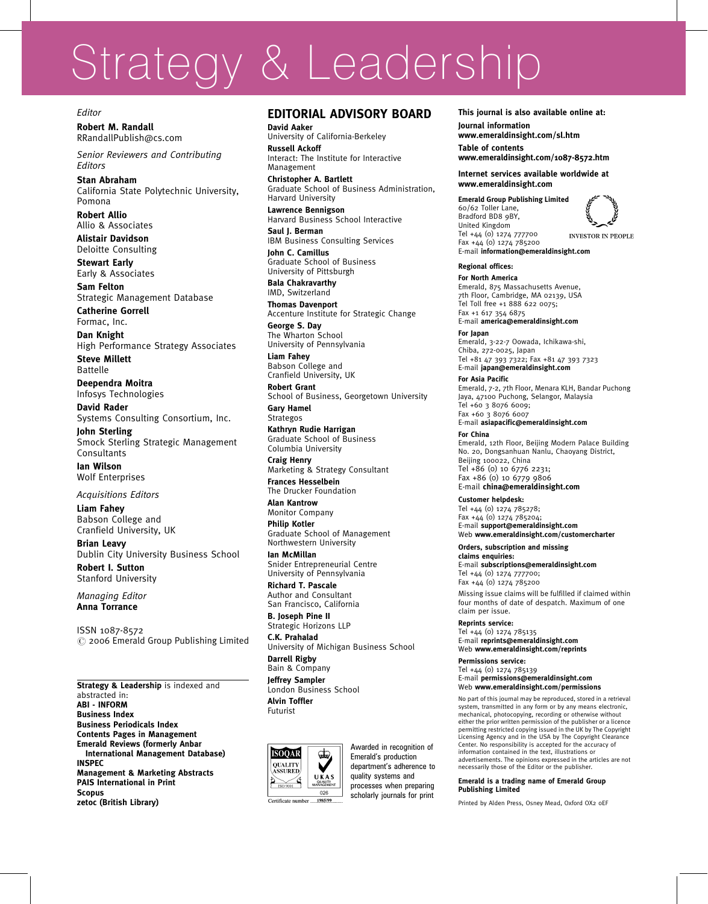# Strategy & Leadership

*Editor*

**Robert M. Randall**
RRandallPublish@cs.com

*Senior Reviewers and Contributing Editors*

**Stan Abraham**
California State Polytechnic University, Pomona

**Robert Allio**
Allio & Associates

**Alistair Davidson**
Deloitte Consulting

**Stewart Early**
Early & Associates

**Sam Felton**
Strategic Management Database

**Catherine Gorrell**
Formac, Inc.

**Dan Knight**
High Performance Strategy Associates

**Steve Millett**
Battelle

**Deependra Moitra**
Infosys Technologies

**David Rader**
Systems Consulting Consortium, Inc.

**John Sterling**
Smock Sterling Strategic Management Consultants

**Ian Wilson**
Wolf Enterprises

*Acquisitions Editors*

**Liam Fahey**
Babson College and Cranfield University, UK

**Brian Leavy**
Dublin City University Business School

**Robert I. Sutton**
Stanford University

*Managing Editor*
**Anna Torrance**

ISSN 1087-8572
© 2006 Emerald Group Publishing Limited

**Strategy & Leadership** is indexed and abstracted in:
**ABI - INFORM**
**Business Index**
**Business Periodicals Index**
**Contents Pages in Management**
**Emerald Reviews (formerly Anbar International Management Database)**
**INSPEC**
**Management & Marketing Abstracts**
**PAIS International in Print**
**Scopus**
**zetoc (British Library)**

## EDITORIAL ADVISORY BOARD

**David Aaker**
University of California-Berkeley

**Russell Ackoff**
Interact: The Institute for Interactive Management

**Christopher A. Bartlett**
Graduate School of Business Administration, Harvard University

**Lawrence Bennigson**
Harvard Business School Interactive

**Saul J. Berman**
IBM Business Consulting Services

**John C. Camillus**
Graduate School of Business University of Pittsburgh

**Bala Chakravarthy**
IMD, Switzerland

**Thomas Davenport**
Accenture Institute for Strategic Change

**George S. Day**
The Wharton School University of Pennsylvania

**Liam Fahey**
Babson College and Cranfield University, UK

**Robert Grant**
School of Business, Georgetown University

**Gary Hamel**
Strategos

**Kathryn Rudie Harrigan**
Graduate School of Business Columbia University

**Craig Henry**
Marketing & Strategy Consultant

**Frances Hesselbein**
The Drucker Foundation

**Alan Kantrow**
Monitor Company

**Philip Kotler**
Graduate School of Management Northwestern University

**Ian McMillan**
Snider Entrepreneurial Centre University of Pennsylvania

**Richard T. Pascale**
Author and Consultant San Francisco, California

**B. Joseph Pine II**
Strategic Horizons LLP

**C.K. Prahalad**
University of Michigan Business School

**Darrell Rigby**
Bain & Company

**Jeffrey Sampler**
London Business School

**Alvin Toffler**
Futurist

ISOQAR QUALITY ASSURED ISO 9001 — UKAS QUALITY MANAGEMENT 026 — Certificate number 1985/99

Awarded in recognition of Emerald's production department's adherence to quality systems and processes when preparing scholarly journals for print

**This journal is also available online at:**

**Journal information**
**www.emeraldinsight.com/sl.htm**

**Table of contents**
**www.emeraldinsight.com/1087-8572.htm**

**Internet services available worldwide at**
**www.emeraldinsight.com**

**Emerald Group Publishing Limited**
60/62 Toller Lane,
Bradford BD8 9BY,
United Kingdom
Tel +44 (0) 1274 777700
Fax +44 (0) 1274 785200
E-mail **information@emeraldinsight.com**

INVESTOR IN PEOPLE

**Regional offices:**

**For North America**
Emerald, 875 Massachusetts Avenue, 7th Floor, Cambridge, MA 02139, USA
Tel Toll free +1 888 622 0075;
Fax +1 617 354 6875
E-mail **america@emeraldinsight.com**

**For Japan**
Emerald, 3-22-7 Oowada, Ichikawa-shi, Chiba, 272-0025, Japan
Tel +81 47 393 7322; Fax +81 47 393 7323
E-mail **japan@emeraldinsight.com**

**For Asia Pacific**
Emerald, 7-2, 7th Floor, Menara KLH, Bandar Puchong Jaya, 47100 Puchong, Selangor, Malaysia
Tel +60 3 8076 6009;
Fax +60 3 8076 6007
E-mail **asiapacific@emeraldinsight.com**

**For China**
Emerald, 12th Floor, Beijing Modern Palace Building No. 20, Dongsanhuan Nanlu, Chaoyang District, Beijing 100022, China
Tel +86 (0) 10 6776 2231;
Fax +86 (0) 10 6779 9806
E-mail **china@emeraldinsight.com**

**Customer helpdesk:**
Tel +44 (0) 1274 785278;
Fax +44 (0) 1274 785204;
E-mail **support@emeraldinsight.com**
Web **www.emeraldinsight.com/customercharter**

**Orders, subscription and missing claims enquiries:**
E-mail **subscriptions@emeraldinsight.com**
Tel +44 (0) 1274 777700;
Fax +44 (0) 1274 785200

Missing issue claims will be fulfilled if claimed within four months of date of despatch. Maximum of one claim per issue.

**Reprints service:**
Tel +44 (0) 1274 785135
E-mail **reprints@emeraldinsight.com**
Web **www.emeraldinsight.com/reprints**

**Permissions service:**
Tel +44 (0) 1274 785139
E-mail **permissions@emeraldinsight.com**
Web **www.emeraldinsight.com/permissions**

No part of this journal may be reproduced, stored in a retrieval system, transmitted in any form or by any means electronic, mechanical, photocopying, recording or otherwise without either the prior written permission of the publisher or a licence permitting restricted copying issued in the UK by The Copyright Licensing Agency and in the USA by The Copyright Clearance Center. No responsibility is accepted for the accuracy of information contained in the text, illustrations or advertisements. The opinions expressed in the articles are not necessarily those of the Editor or the publisher.

**Emerald is a trading name of Emerald Group Publishing Limited**

Printed by Alden Press, Osney Mead, Oxford OX2 0EF